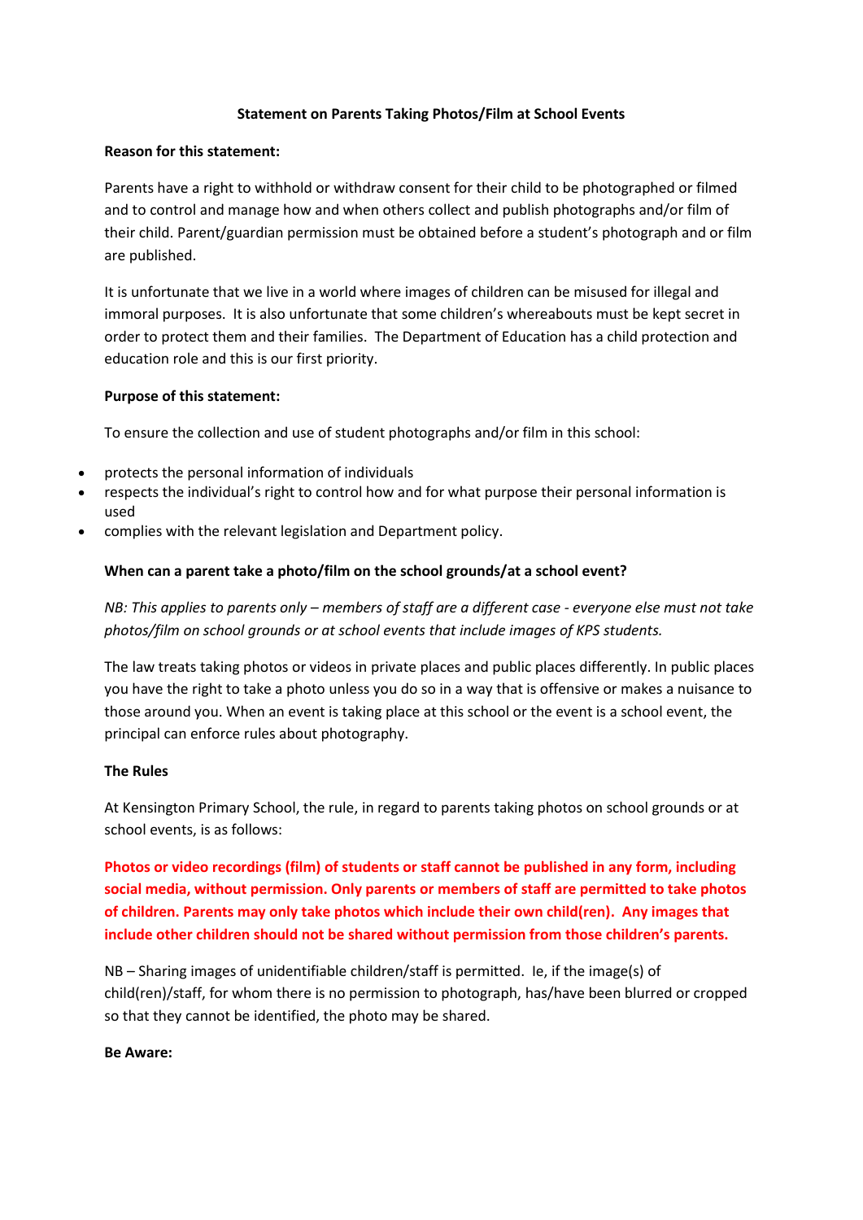# Statement on Parents Taking Photos/Film at School Events

**Reason for this statement:**

Parents have a right to withhold or withdraw consent for their child to be photographed or filmed and to control and manage how and when others collect and publish photographs and/or film of their child. Parent/guardian permission must be obtained before a student's photograph and or film are published.

It is unfortunate that we live in a world where images of children can be misused for illegal and immoral purposes. It is also unfortunate that some children's whereabouts must be kept secret in order to protect them and their families. The Department of Education has a child protection and education role and this is our first priority.

**Purpose of this statement:**

To ensure the collection and use of student photographs and/or film in this school:

- protects the personal information of individuals
- respects the individual's right to control how and for what purpose their personal information is used
- complies with the relevant legislation and Department policy.

**When can a parent take a photo/film on the school grounds/at a school event?**

*NB: This applies to parents only – members of staff are a different case - everyone else must not take photos/film on school grounds or at school events that include images of KPS students.*

The law treats taking photos or videos in private places and public places differently. In public places you have the right to take a photo unless you do so in a way that is offensive or makes a nuisance to those around you. When an event is taking place at this school or the event is a school event, the principal can enforce rules about photography.

**The Rules**

At Kensington Primary School, the rule, in regard to parents taking photos on school grounds or at school events, is as follows:

**Photos or video recordings (film) of students or staff cannot be published in any form, including social media, without permission. Only parents or members of staff are permitted to take photos of children. Parents may only take photos which include their own child(ren). Any images that include other children should not be shared without permission from those children's parents.**

NB – Sharing images of unidentifiable children/staff is permitted. Ie, if the image(s) of child(ren)/staff, for whom there is no permission to photograph, has/have been blurred or cropped so that they cannot be identified, the photo may be shared.

**Be Aware:**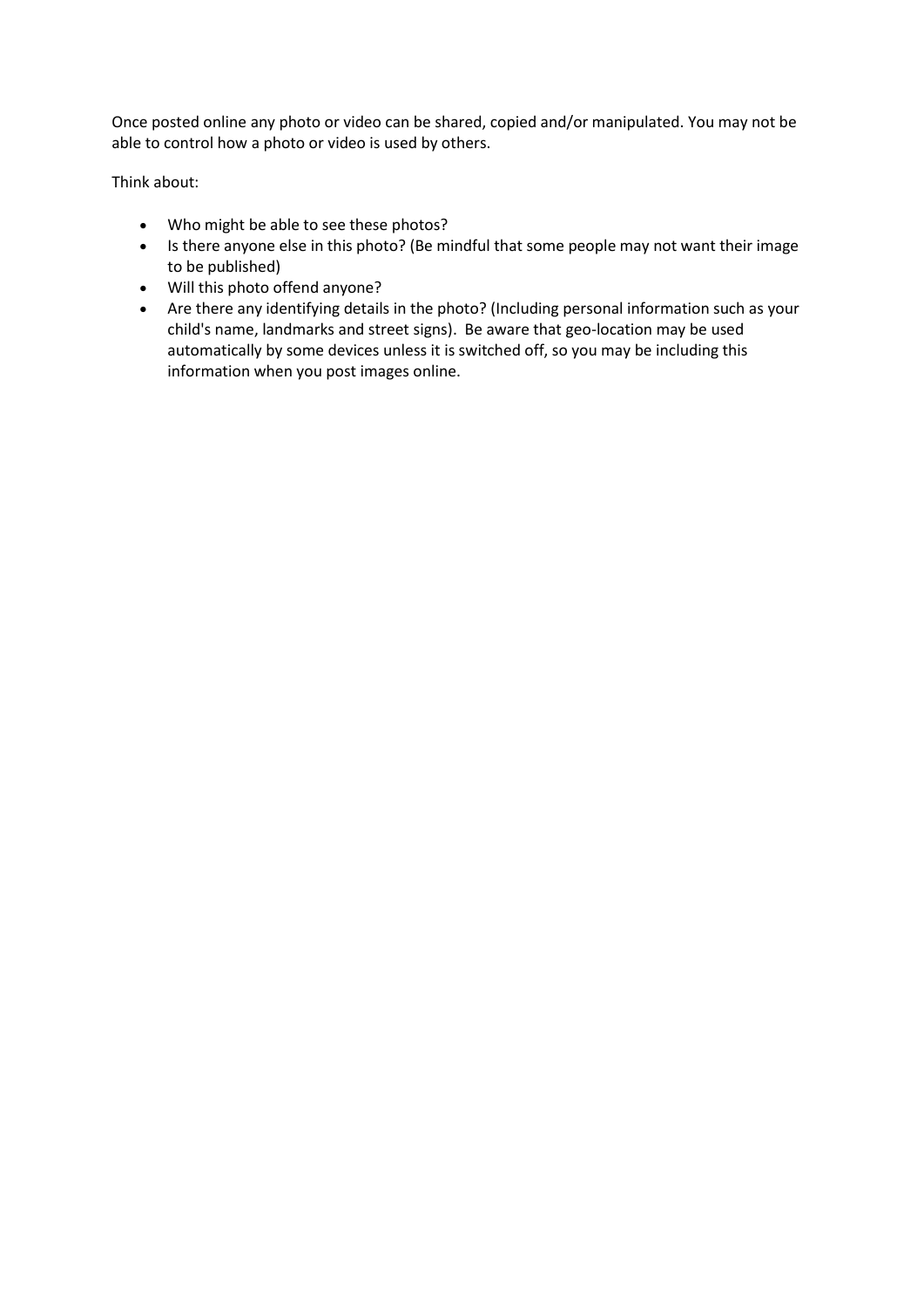Once posted online any photo or video can be shared, copied and/or manipulated. You may not be able to control how a photo or video is used by others.

Think about:

- Who might be able to see these photos?
- Is there anyone else in this photo? (Be mindful that some people may not want their image to be published)
- Will this photo offend anyone?
- Are there any identifying details in the photo? (Including personal information such as your child's name, landmarks and street signs). Be aware that geo-location may be used automatically by some devices unless it is switched off, so you may be including this information when you post images online.